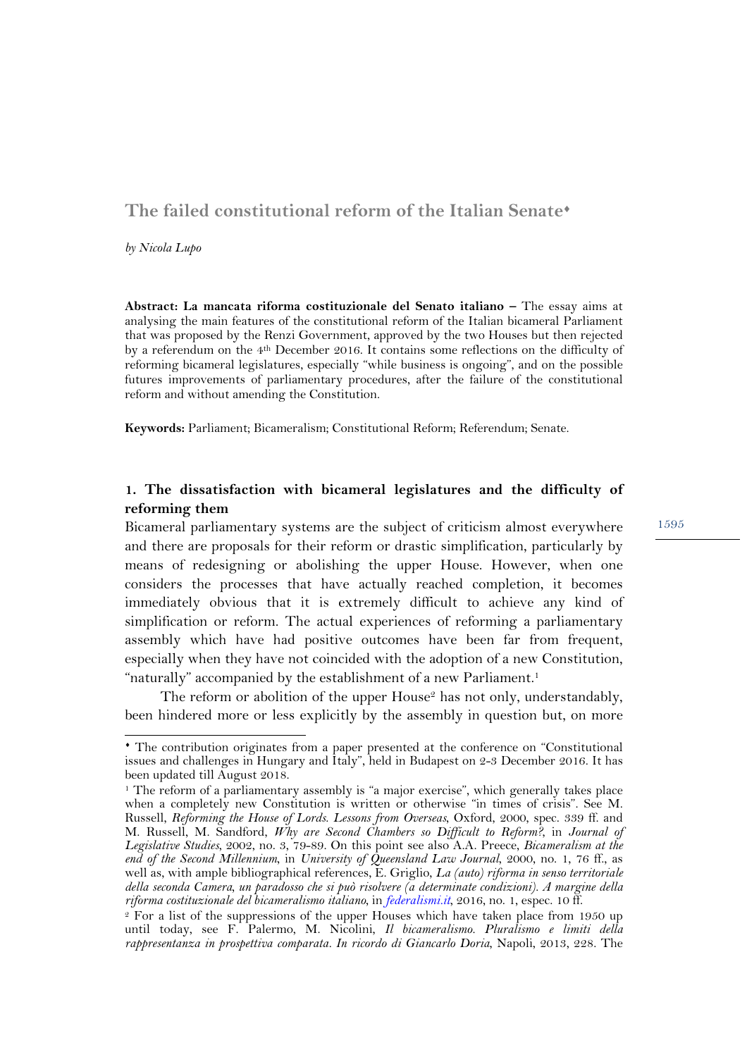# The failed constitutional reform of the Italian Senate[♦]

*by Nicola Lupo*

**Abstract: La mancata riforma costituzionale del Senato italiano –** The essay aims at analysing the main features of the constitutional reform of the Italian bicameral Parliament that was proposed by the Renzi Government, approved by the two Houses but then rejected by a referendum on the 4th December 2016. It contains some reflections on the difficulty of reforming bicameral legislatures, especially "while business is ongoing", and on the possible futures improvements of parliamentary procedures, after the failure of the constitutional reform and without amending the Constitution.

**Keywords:** Parliament; Bicameralism; Constitutional Reform; Referendum; Senate.

## 1. The dissatisfaction with bicameral legislatures and the difficulty of reforming them

Bicameral parliamentary systems are the subject of criticism almost everywhere and there are proposals for their reform or drastic simplification, particularly by means of redesigning or abolishing the upper House. However, when one considers the processes that have actually reached completion, it becomes immediately obvious that it is extremely difficult to achieve any kind of simplification or reform. The actual experiences of reforming a parliamentary assembly which have had positive outcomes have been far from frequent, especially when they have not coincided with the adoption of a new Constitution, "naturally" accompanied by the establishment of a new Parliament.[1]

The reform or abolition of the upper House[2] has not only, understandably, been hindered more or less explicitly by the assembly in question but, on more

---

♦ The contribution originates from a paper presented at the conference on "Constitutional issues and challenges in Hungary and Italy", held in Budapest on 2-3 December 2016. It has been updated till August 2018.

[1] The reform of a parliamentary assembly is "a major exercise", which generally takes place when a completely new Constitution is written or otherwise "in times of crisis". See M. Russell, *Reforming the House of Lords. Lessons from Overseas*, Oxford, 2000, spec. 339 ff. and M. Russell, M. Sandford, *Why are Second Chambers so Difficult to Reform?*, in *Journal of Legislative Studies*, 2002, no. 3, 79-89. On this point see also A.A. Preece, *Bicameralism at the end of the Second Millennium*, in *University of Queensland Law Journal*, 2000, no. 1, 76 ff., as well as, with ample bibliographical references, E. Griglio, *La (auto) riforma in senso territoriale della seconda Camera, un paradosso che si può risolvere (a determinate condizioni). A margine della riforma costituzionale del bicameralismo italiano*, in *federalismi.it*, 2016, no. 1, espec. 10 ff.

[2] For a list of the suppressions of the upper Houses which have taken place from 1950 up until today, see F. Palermo, M. Nicolini, *Il bicameralismo. Pluralismo e limiti della rappresentanza in prospettiva comparata. In ricordo di Giancarlo Doria*, Napoli, 2013, 228. The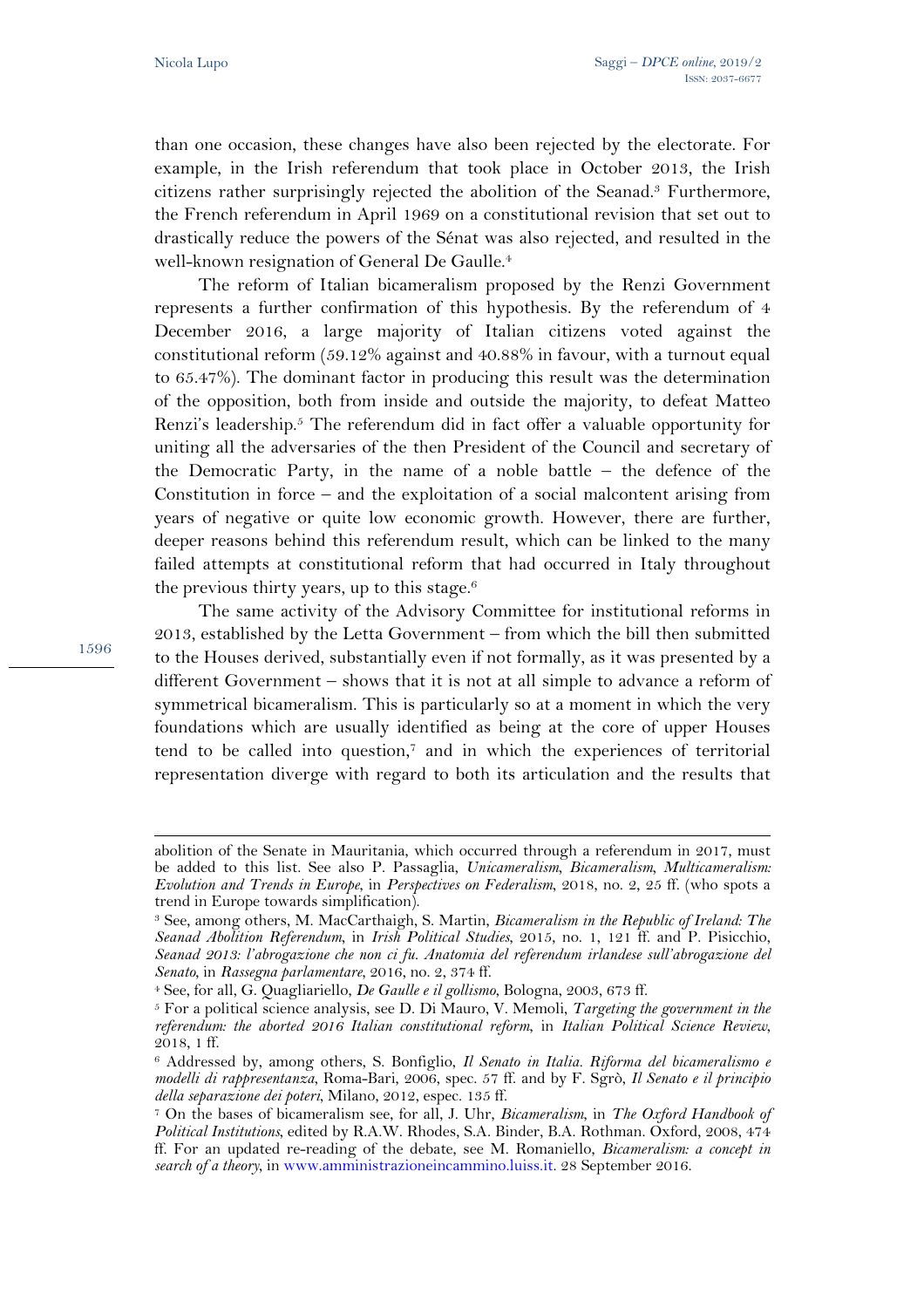than one occasion, these changes have also been rejected by the electorate. For example, in the Irish referendum that took place in October 2013, the Irish citizens rather surprisingly rejected the abolition of the Seanad.[3] Furthermore, the French referendum in April 1969 on a constitutional revision that set out to drastically reduce the powers of the Sénat was also rejected, and resulted in the well-known resignation of General De Gaulle.[4]

The reform of Italian bicameralism proposed by the Renzi Government represents a further confirmation of this hypothesis. By the referendum of 4 December 2016, a large majority of Italian citizens voted against the constitutional reform (59.12% against and 40.88% in favour, with a turnout equal to 65.47%). The dominant factor in producing this result was the determination of the opposition, both from inside and outside the majority, to defeat Matteo Renzi's leadership.[5] The referendum did in fact offer a valuable opportunity for uniting all the adversaries of the then President of the Council and secretary of the Democratic Party, in the name of a noble battle – the defence of the Constitution in force – and the exploitation of a social malcontent arising from years of negative or quite low economic growth. However, there are further, deeper reasons behind this referendum result, which can be linked to the many failed attempts at constitutional reform that had occurred in Italy throughout the previous thirty years, up to this stage.[6]

The same activity of the Advisory Committee for institutional reforms in 2013, established by the Letta Government – from which the bill then submitted to the Houses derived, substantially even if not formally, as it was presented by a different Government – shows that it is not at all simple to advance a reform of symmetrical bicameralism. This is particularly so at a moment in which the very foundations which are usually identified as being at the core of upper Houses tend to be called into question,[7] and in which the experiences of territorial representation diverge with regard to both its articulation and the results that

---

abolition of the Senate in Mauritania, which occurred through a referendum in 2017, must be added to this list. See also P. Passaglia, *Unicameralism, Bicameralism, Multicameralism: Evolution and Trends in Europe*, in *Perspectives on Federalism*, 2018, no. 2, 25 ff. (who spots a trend in Europe towards simplification).

[3] See, among others, M. MacCarthaigh, S. Martin, *Bicameralism in the Republic of Ireland: The Seanad Abolition Referendum*, in *Irish Political Studies*, 2015, no. 1, 121 ff. and P. Pisicchio, *Seanad 2013: l'abrogazione che non ci fu. Anatomia del referendum irlandese sull'abrogazione del Senato*, in *Rassegna parlamentare*, 2016, no. 2, 374 ff.

[4] See, for all, G. Quagliariello, *De Gaulle e il gollismo*, Bologna, 2003, 673 ff.

[5] For a political science analysis, see D. Di Mauro, V. Memoli, *Targeting the government in the referendum: the aborted 2016 Italian constitutional reform*, in *Italian Political Science Review*, 2018, 1 ff.

[6] Addressed by, among others, S. Bonfiglio, *Il Senato in Italia. Riforma del bicameralismo e modelli di rappresentanza*, Roma-Bari, 2006, spec. 57 ff. and by F. Sgrò, *Il Senato e il principio della separazione dei poteri*, Milano, 2012, espec. 135 ff.

[7] On the bases of bicameralism see, for all, J. Uhr, *Bicameralism*, in *The Oxford Handbook of Political Institutions*, edited by R.A.W. Rhodes, S.A. Binder, B.A. Rothman. Oxford, 2008, 474 ff. For an updated re-reading of the debate, see M. Romaniello, *Bicameralism: a concept in search of a theory*, in www.amministrazioneincammino.luiss.it. 28 September 2016.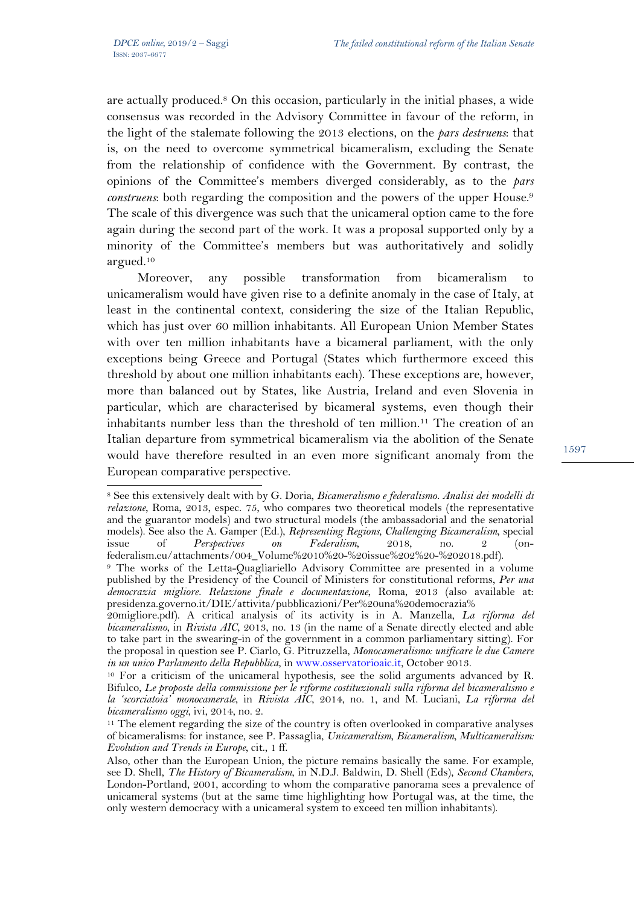are actually produced.[8] On this occasion, particularly in the initial phases, a wide consensus was recorded in the Advisory Committee in favour of the reform, in the light of the stalemate following the 2013 elections, on the *pars destruens*: that is, on the need to overcome symmetrical bicameralism, excluding the Senate from the relationship of confidence with the Government. By contrast, the opinions of the Committee's members diverged considerably, as to the *pars construens*: both regarding the composition and the powers of the upper House.[9] The scale of this divergence was such that the unicameral option came to the fore again during the second part of the work. It was a proposal supported only by a minority of the Committee's members but was authoritatively and solidly argued.[10]

Moreover, any possible transformation from bicameralism to unicameralism would have given rise to a definite anomaly in the case of Italy, at least in the continental context, considering the size of the Italian Republic, which has just over 60 million inhabitants. All European Union Member States with over ten million inhabitants have a bicameral parliament, with the only exceptions being Greece and Portugal (States which furthermore exceed this threshold by about one million inhabitants each). These exceptions are, however, more than balanced out by States, like Austria, Ireland and even Slovenia in particular, which are characterised by bicameral systems, even though their inhabitants number less than the threshold of ten million.[11] The creation of an Italian departure from symmetrical bicameralism via the abolition of the Senate would have therefore resulted in an even more significant anomaly from the European comparative perspective.

---

[8] See this extensively dealt with by G. Doria, *Bicameralismo e federalismo. Analisi dei modelli di relazione*, Roma, 2013, espec. 75, who compares two theoretical models (the representative and the guarantor models) and two structural models (the ambassadorial and the senatorial models). See also the A. Gamper (Ed.), *Representing Regions, Challenging Bicameralism*, special issue of *Perspectives on Federalism*, 2018, no. 2 (on-federalism.eu/attachments/004_Volume%2010%20-%20issue%202%20-%202018.pdf).

[9] The works of the Letta-Quagliariello Advisory Committee are presented in a volume published by the Presidency of the Council of Ministers for constitutional reforms, *Per una democrazia migliore. Relazione finale e documentazione*, Roma, 2013 (also available at: presidenza.governo.it/DIE/attivita/pubblicazioni/Per%20una%20democrazia%20migliore.pdf). A critical analysis of its activity is in A. Manzella, *La riforma del bicameralismo*, in *Rivista AIC*, 2013, no. 13 (in the name of a Senate directly elected and able to take part in the swearing-in of the government in a common parliamentary sitting). For the proposal in question see P. Ciarlo, G. Pitruzzella, *Monocameralismo: unificare le due Camere in un unico Parlamento della Repubblica*, in www.osservatorioaic.it, October 2013.

[10] For a criticism of the unicameral hypothesis, see the solid arguments advanced by R. Bifulco, *Le proposte della commissione per le riforme costituzionali sulla riforma del bicameralismo e la 'scorciatoia' monocamerale*, in *Rivista AIC*, 2014, no. 1, and M. Luciani, *La riforma del bicameralismo oggi*, ivi, 2014, no. 2.

[11] The element regarding the size of the country is often overlooked in comparative analyses of bicameralisms: for instance, see P. Passaglia, *Unicameralism, Bicameralism, Multicameralism: Evolution and Trends in Europe*, cit., 1 ff.

Also, other than the European Union, the picture remains basically the same. For example, see D. Shell, *The History of Bicameralism*, in N.D.J. Baldwin, D. Shell (Eds), *Second Chambers*, London-Portland, 2001, according to whom the comparative panorama sees a prevalence of unicameral systems (but at the same time highlighting how Portugal was, at the time, the only western democracy with a unicameral system to exceed ten million inhabitants).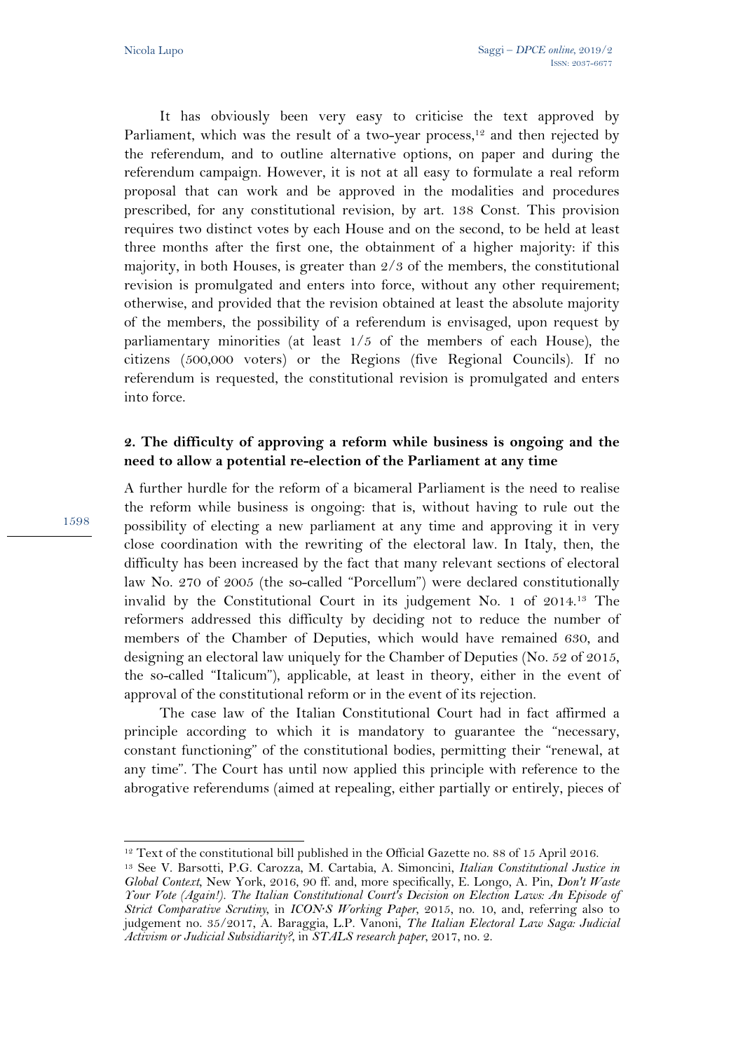It has obviously been very easy to criticise the text approved by Parliament, which was the result of a two-year process,[12] and then rejected by the referendum, and to outline alternative options, on paper and during the referendum campaign. However, it is not at all easy to formulate a real reform proposal that can work and be approved in the modalities and procedures prescribed, for any constitutional revision, by art. 138 Const. This provision requires two distinct votes by each House and on the second, to be held at least three months after the first one, the obtainment of a higher majority: if this majority, in both Houses, is greater than 2/3 of the members, the constitutional revision is promulgated and enters into force, without any other requirement; otherwise, and provided that the revision obtained at least the absolute majority of the members, the possibility of a referendum is envisaged, upon request by parliamentary minorities (at least 1/5 of the members of each House), the citizens (500,000 voters) or the Regions (five Regional Councils). If no referendum is requested, the constitutional revision is promulgated and enters into force.

## 2. The difficulty of approving a reform while business is ongoing and the need to allow a potential re-election of the Parliament at any time

A further hurdle for the reform of a bicameral Parliament is the need to realise the reform while business is ongoing: that is, without having to rule out the possibility of electing a new parliament at any time and approving it in very close coordination with the rewriting of the electoral law. In Italy, then, the difficulty has been increased by the fact that many relevant sections of electoral law No. 270 of 2005 (the so-called "Porcellum") were declared constitutionally invalid by the Constitutional Court in its judgement No. 1 of 2014.[13] The reformers addressed this difficulty by deciding not to reduce the number of members of the Chamber of Deputies, which would have remained 630, and designing an electoral law uniquely for the Chamber of Deputies (No. 52 of 2015, the so-called "Italicum"), applicable, at least in theory, either in the event of approval of the constitutional reform or in the event of its rejection.

The case law of the Italian Constitutional Court had in fact affirmed a principle according to which it is mandatory to guarantee the "necessary, constant functioning" of the constitutional bodies, permitting their "renewal, at any time". The Court has until now applied this principle with reference to the abrogative referendums (aimed at repealing, either partially or entirely, pieces of

---

[12] Text of the constitutional bill published in the Official Gazette no. 88 of 15 April 2016.

[13] See V. Barsotti, P.G. Carozza, M. Cartabia, A. Simoncini, *Italian Constitutional Justice in Global Context*, New York, 2016, 90 ff. and, more specifically, E. Longo, A. Pin, *Don't Waste Your Vote (Again!). The Italian Constitutional Court's Decision on Election Laws: An Episode of Strict Comparative Scrutiny*, in *ICON·S Working Paper*, 2015, no. 10, and, referring also to judgement no. 35/2017, A. Baraggia, L.P. Vanoni, *The Italian Electoral Law Saga: Judicial Activism or Judicial Subsidiarity?*, in *STALS research paper*, 2017, no. 2.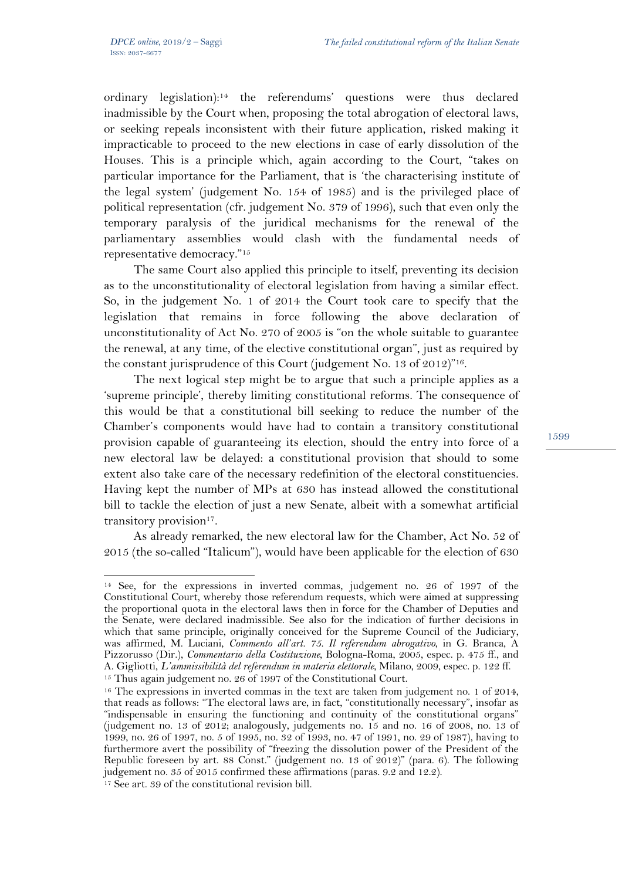ordinary legislation):[14] the referendums' questions were thus declared inadmissible by the Court when, proposing the total abrogation of electoral laws, or seeking repeals inconsistent with their future application, risked making it impracticable to proceed to the new elections in case of early dissolution of the Houses. This is a principle which, again according to the Court, "takes on particular importance for the Parliament, that is 'the characterising institute of the legal system' (judgement No. 154 of 1985) and is the privileged place of political representation (cfr. judgement No. 379 of 1996), such that even only the temporary paralysis of the juridical mechanisms for the renewal of the parliamentary assemblies would clash with the fundamental needs of representative democracy."[15]

The same Court also applied this principle to itself, preventing its decision as to the unconstitutionality of electoral legislation from having a similar effect. So, in the judgement No. 1 of 2014 the Court took care to specify that the legislation that remains in force following the above declaration of unconstitutionality of Act No. 270 of 2005 is "on the whole suitable to guarantee the renewal, at any time, of the elective constitutional organ", just as required by the constant jurisprudence of this Court (judgement No. 13 of 2012)"[16].

The next logical step might be to argue that such a principle applies as a 'supreme principle', thereby limiting constitutional reforms. The consequence of this would be that a constitutional bill seeking to reduce the number of the Chamber's components would have had to contain a transitory constitutional provision capable of guaranteeing its election, should the entry into force of a new electoral law be delayed: a constitutional provision that should to some extent also take care of the necessary redefinition of the electoral constituencies. Having kept the number of MPs at 630 has instead allowed the constitutional bill to tackle the election of just a new Senate, albeit with a somewhat artificial transitory provision[17].

As already remarked, the new electoral law for the Chamber, Act No. 52 of 2015 (the so-called "Italicum"), would have been applicable for the election of 630

---

[14] See, for the expressions in inverted commas, judgement no. 26 of 1997 of the Constitutional Court, whereby those referendum requests, which were aimed at suppressing the proportional quota in the electoral laws then in force for the Chamber of Deputies and the Senate, were declared inadmissible. See also for the indication of further decisions in which that same principle, originally conceived for the Supreme Council of the Judiciary, was affirmed, M. Luciani, *Commento all'art. 75. Il referendum abrogativo*, in G. Branca, A Pizzorusso (Dir.), *Commentario della Costituzione*, Bologna-Roma, 2005, espec. p. 475 ff., and A. Gigliotti, *L'ammissibilità del referendum in materia elettorale*, Milano, 2009, espec. p. 122 ff.

[15] Thus again judgement no. 26 of 1997 of the Constitutional Court.

[16] The expressions in inverted commas in the text are taken from judgement no. 1 of 2014, that reads as follows: "The electoral laws are, in fact, "constitutionally necessary", insofar as "indispensable in ensuring the functioning and continuity of the constitutional organs" (judgement no. 13 of 2012; analogously, judgements no. 15 and no. 16 of 2008, no. 13 of 1999, no. 26 of 1997, no. 5 of 1995, no. 32 of 1993, no. 47 of 1991, no. 29 of 1987), having to furthermore avert the possibility of "freezing the dissolution power of the President of the Republic foreseen by art. 88 Const." (judgement no. 13 of 2012)" (para. 6). The following judgement no. 35 of 2015 confirmed these affirmations (paras. 9.2 and 12.2).

[17] See art. 39 of the constitutional revision bill.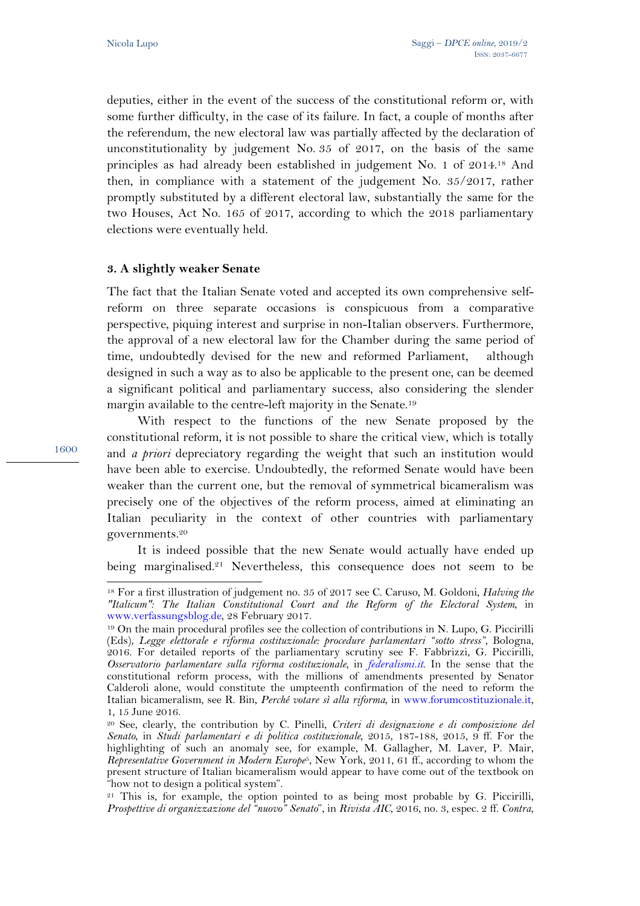deputies, either in the event of the success of the constitutional reform or, with some further difficulty, in the case of its failure. In fact, a couple of months after the referendum, the new electoral law was partially affected by the declaration of unconstitutionality by judgement No. 35 of 2017, on the basis of the same principles as had already been established in judgement No. 1 of 2014.[18] And then, in compliance with a statement of the judgement No. 35/2017, rather promptly substituted by a different electoral law, substantially the same for the two Houses, Act No. 165 of 2017, according to which the 2018 parliamentary elections were eventually held.

### 3. A slightly weaker Senate

The fact that the Italian Senate voted and accepted its own comprehensive self-reform on three separate occasions is conspicuous from a comparative perspective, piquing interest and surprise in non-Italian observers. Furthermore, the approval of a new electoral law for the Chamber during the same period of time, undoubtedly devised for the new and reformed Parliament, although designed in such a way as to also be applicable to the present one, can be deemed a significant political and parliamentary success, also considering the slender margin available to the centre-left majority in the Senate.[19]

With respect to the functions of the new Senate proposed by the constitutional reform, it is not possible to share the critical view, which is totally and *a priori* depreciatory regarding the weight that such an institution would have been able to exercise. Undoubtedly, the reformed Senate would have been weaker than the current one, but the removal of symmetrical bicameralism was precisely one of the objectives of the reform process, aimed at eliminating an Italian peculiarity in the context of other countries with parliamentary governments.[20]

It is indeed possible that the new Senate would actually have ended up being marginalised.[21] Nevertheless, this consequence does not seem to be

---

[18] For a first illustration of judgement no. 35 of 2017 see C. Caruso, M. Goldoni, *Halving the "Italicum": The Italian Constitutional Court and the Reform of the Electoral System*, in www.verfassungsblog.de, 28 February 2017.

[19] On the main procedural profiles see the collection of contributions in N. Lupo, G. Piccirilli (Eds), *Legge elettorale e riforma costituzionale: procedure parlamentari "sotto stress"*, Bologna, 2016. For detailed reports of the parliamentary scrutiny see F. Fabbrizzi, G. Piccirilli, *Osservatorio parlamentare sulla riforma costituzionale*, in *federalismi.it*. In the sense that the constitutional reform process, with the millions of amendments presented by Senator Calderoli alone, would constitute the umpteenth confirmation of the need to reform the Italian bicameralism, see R. Bin, *Perché votare sì alla riforma*, in www.forumcostituzionale.it, 1, 15 June 2016.

[20] See, clearly, the contribution by C. Pinelli, *Criteri di designazione e di composizione del Senato*, in *Studi parlamentari e di politica costituzionale*, 2015, 187-188, 2015, 9 ff. For the highlighting of such an anomaly see, for example, M. Gallagher, M. Laver, P. Mair, *Representative Government in Modern Europe*[5], New York, 2011, 61 ff., according to whom the present structure of Italian bicameralism would appear to have come out of the textbook on "how not to design a political system".

[21] This is, for example, the option pointed to as being most probable by G. Piccirilli, *Prospettive di organizzazione del "nuovo" Senato*", in *Rivista AIC*, 2016, no. 3, espec. 2 ff. *Contra*,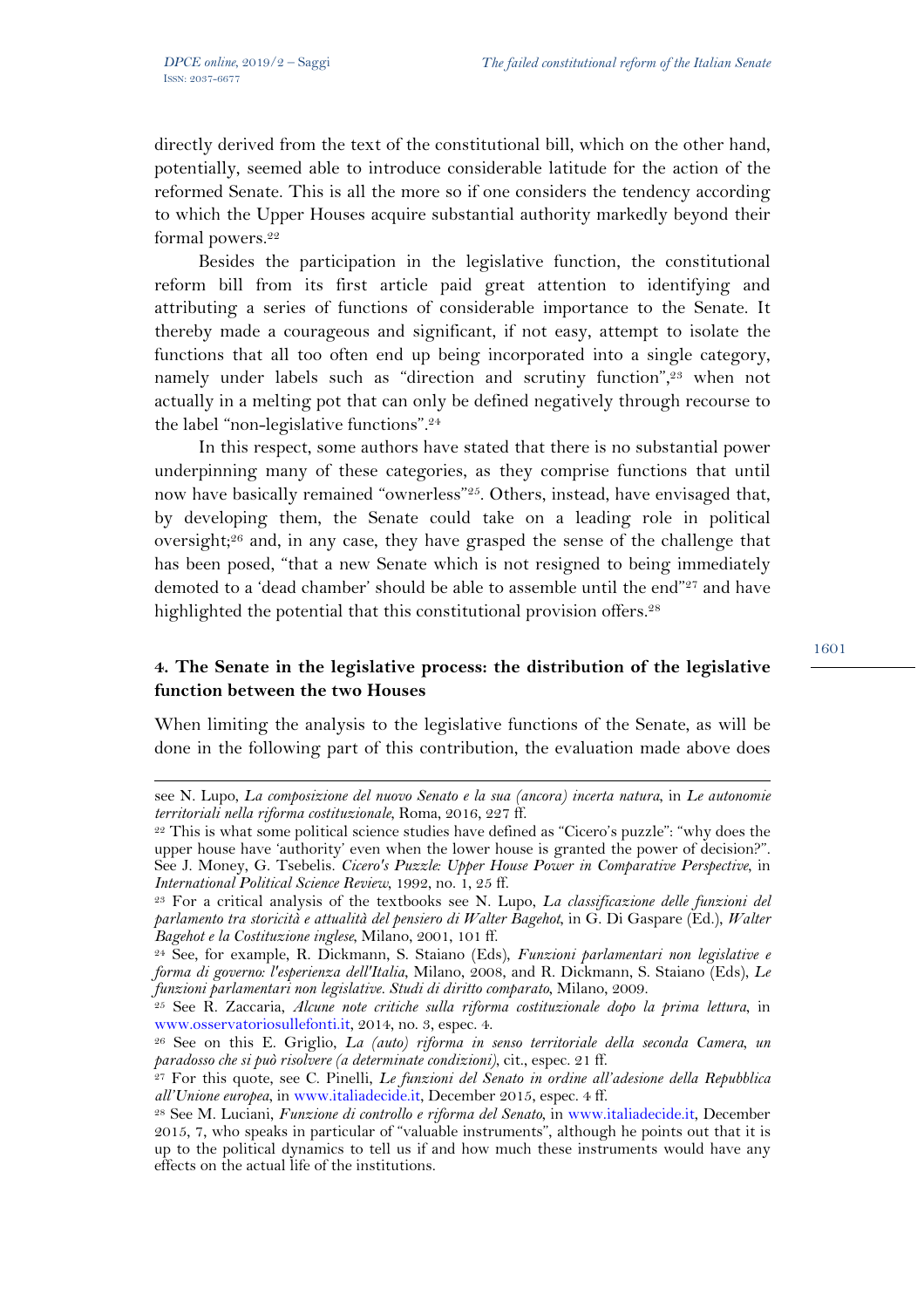directly derived from the text of the constitutional bill, which on the other hand, potentially, seemed able to introduce considerable latitude for the action of the reformed Senate. This is all the more so if one considers the tendency according to which the Upper Houses acquire substantial authority markedly beyond their formal powers.[22]

Besides the participation in the legislative function, the constitutional reform bill from its first article paid great attention to identifying and attributing a series of functions of considerable importance to the Senate. It thereby made a courageous and significant, if not easy, attempt to isolate the functions that all too often end up being incorporated into a single category, namely under labels such as "direction and scrutiny function",[23] when not actually in a melting pot that can only be defined negatively through recourse to the label "non-legislative functions".[24]

In this respect, some authors have stated that there is no substantial power underpinning many of these categories, as they comprise functions that until now have basically remained "ownerless"[25]. Others, instead, have envisaged that, by developing them, the Senate could take on a leading role in political oversight;[26] and, in any case, they have grasped the sense of the challenge that has been posed, "that a new Senate which is not resigned to being immediately demoted to a 'dead chamber' should be able to assemble until the end"[27] and have highlighted the potential that this constitutional provision offers.[28]

### 4. The Senate in the legislative process: the distribution of the legislative function between the two Houses

When limiting the analysis to the legislative functions of the Senate, as will be done in the following part of this contribution, the evaluation made above does

---

see N. Lupo, *La composizione del nuovo Senato e la sua (ancora) incerta natura*, in *Le autonomie territoriali nella riforma costituzionale*, Roma, 2016, 227 ff.

[22] This is what some political science studies have defined as "Cicero's puzzle": "why does the upper house have 'authority' even when the lower house is granted the power of decision?". See J. Money, G. Tsebelis. *Cicero's Puzzle: Upper House Power in Comparative Perspective*, in *International Political Science Review*, 1992, no. 1, 25 ff.

[23] For a critical analysis of the textbooks see N. Lupo, *La classificazione delle funzioni del parlamento tra storicità e attualità del pensiero di Walter Bagehot*, in G. Di Gaspare (Ed.), *Walter Bagehot e la Costituzione inglese*, Milano, 2001, 101 ff.

[24] See, for example, R. Dickmann, S. Staiano (Eds), *Funzioni parlamentari non legislative e forma di governo: l'esperienza dell'Italia*, Milano, 2008, and R. Dickmann, S. Staiano (Eds), *Le funzioni parlamentari non legislative. Studi di diritto comparato*, Milano, 2009.

[25] See R. Zaccaria, *Alcune note critiche sulla riforma costituzionale dopo la prima lettura*, in www.osservatoriosullefonti.it, 2014, no. 3, espec. 4.

[26] See on this E. Griglio, *La (auto) riforma in senso territoriale della seconda Camera, un paradosso che si può risolvere (a determinate condizioni)*, cit., espec. 21 ff.

[27] For this quote, see C. Pinelli, *Le funzioni del Senato in ordine all'adesione della Repubblica all'Unione europea*, in www.italiadecide.it, December 2015, espec. 4 ff.

[28] See M. Luciani, *Funzione di controllo e riforma del Senato*, in www.italiadecide.it, December 2015, 7, who speaks in particular of "valuable instruments", although he points out that it is up to the political dynamics to tell us if and how much these instruments would have any effects on the actual life of the institutions.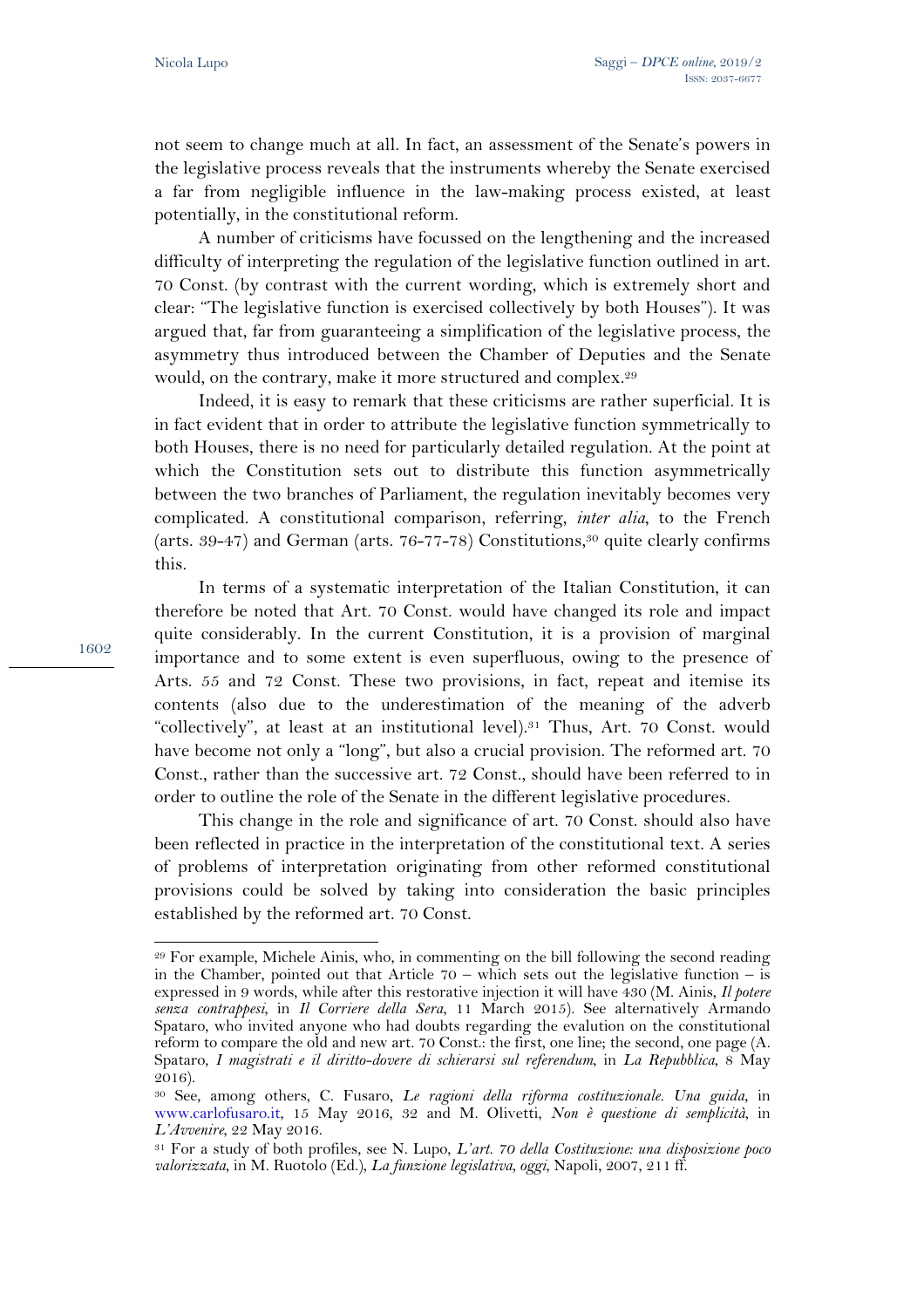not seem to change much at all. In fact, an assessment of the Senate's powers in the legislative process reveals that the instruments whereby the Senate exercised a far from negligible influence in the law-making process existed, at least potentially, in the constitutional reform.

A number of criticisms have focussed on the lengthening and the increased difficulty of interpreting the regulation of the legislative function outlined in art. 70 Const. (by contrast with the current wording, which is extremely short and clear: "The legislative function is exercised collectively by both Houses"). It was argued that, far from guaranteeing a simplification of the legislative process, the asymmetry thus introduced between the Chamber of Deputies and the Senate would, on the contrary, make it more structured and complex.[29]

Indeed, it is easy to remark that these criticisms are rather superficial. It is in fact evident that in order to attribute the legislative function symmetrically to both Houses, there is no need for particularly detailed regulation. At the point at which the Constitution sets out to distribute this function asymmetrically between the two branches of Parliament, the regulation inevitably becomes very complicated. A constitutional comparison, referring, *inter alia*, to the French (arts. 39-47) and German (arts. 76-77-78) Constitutions,[30] quite clearly confirms this.

In terms of a systematic interpretation of the Italian Constitution, it can therefore be noted that Art. 70 Const. would have changed its role and impact quite considerably. In the current Constitution, it is a provision of marginal importance and to some extent is even superfluous, owing to the presence of Arts. 55 and 72 Const. These two provisions, in fact, repeat and itemise its contents (also due to the underestimation of the meaning of the adverb "collectively", at least at an institutional level).[31] Thus, Art. 70 Const. would have become not only a "long", but also a crucial provision. The reformed art. 70 Const., rather than the successive art. 72 Const., should have been referred to in order to outline the role of the Senate in the different legislative procedures.

This change in the role and significance of art. 70 Const. should also have been reflected in practice in the interpretation of the constitutional text. A series of problems of interpretation originating from other reformed constitutional provisions could be solved by taking into consideration the basic principles established by the reformed art. 70 Const.

---

[29] For example, Michele Ainis, who, in commenting on the bill following the second reading in the Chamber, pointed out that Article 70 – which sets out the legislative function – is expressed in 9 words, while after this restorative injection it will have 430 (M. Ainis, *Il potere senza contrappesi*, in *Il Corriere della Sera*, 11 March 2015). See alternatively Armando Spataro, who invited anyone who had doubts regarding the evalution on the constitutional reform to compare the old and new art. 70 Const.: the first, one line; the second, one page (A. Spataro, *I magistrati e il diritto-dovere di schierarsi sul referendum*, in *La Repubblica*, 8 May 2016).

[30] See, among others, C. Fusaro, *Le ragioni della riforma costituzionale. Una guida*, in www.carlofusaro.it, 15 May 2016, 32 and M. Olivetti, *Non è questione di semplicità*, in *L'Avvenire*, 22 May 2016.

[31] For a study of both profiles, see N. Lupo, *L'art. 70 della Costituzione: una disposizione poco valorizzata*, in M. Ruotolo (Ed.), *La funzione legislativa, oggi*, Napoli, 2007, 211 ff.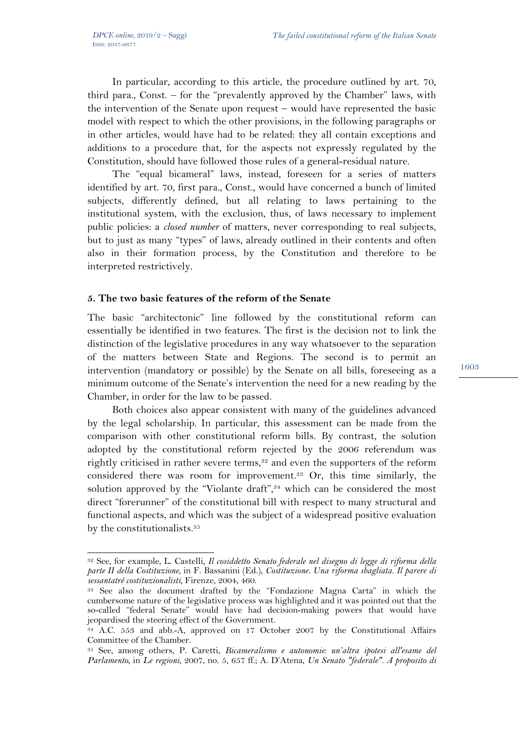In particular, according to this article, the procedure outlined by art. 70, third para., Const. – for the "prevalently approved by the Chamber" laws, with the intervention of the Senate upon request – would have represented the basic model with respect to which the other provisions, in the following paragraphs or in other articles, would have had to be related: they all contain exceptions and additions to a procedure that, for the aspects not expressly regulated by the Constitution, should have followed those rules of a general-residual nature.

The "equal bicameral" laws, instead, foreseen for a series of matters identified by art. 70, first para., Const., would have concerned a bunch of limited subjects, differently defined, but all relating to laws pertaining to the institutional system, with the exclusion, thus, of laws necessary to implement public policies: a *closed number* of matters, never corresponding to real subjects, but to just as many "types" of laws, already outlined in their contents and often also in their formation process, by the Constitution and therefore to be interpreted restrictively.

### 5. The two basic features of the reform of the Senate

The basic "architectonic" line followed by the constitutional reform can essentially be identified in two features. The first is the decision not to link the distinction of the legislative procedures in any way whatsoever to the separation of the matters between State and Regions. The second is to permit an intervention (mandatory or possible) by the Senate on all bills, foreseeing as a minimum outcome of the Senate's intervention the need for a new reading by the Chamber, in order for the law to be passed.

Both choices also appear consistent with many of the guidelines advanced by the legal scholarship. In particular, this assessment can be made from the comparison with other constitutional reform bills. By contrast, the solution adopted by the constitutional reform rejected by the 2006 referendum was rightly criticised in rather severe terms,[32] and even the supporters of the reform considered there was room for improvement.[33] Or, this time similarly, the solution approved by the "Violante draft",[34] which can be considered the most direct "forerunner" of the constitutional bill with respect to many structural and functional aspects, and which was the subject of a widespread positive evaluation by the constitutionalists.[35]

---

[32] See, for example, L. Castelli, *Il cosiddetto Senato federale nel disegno di legge di riforma della parte II della Costituzione*, in F. Bassanini (Ed.), *Costituzione. Una riforma sbagliata. Il parere di sessantatré costituzionalisti*, Firenze, 2004, 460.

[33] See also the document drafted by the "Fondazione Magna Carta" in which the cumbersome nature of the legislative process was highlighted and it was pointed out that the so-called "federal Senate" would have had decision-making powers that would have jeopardised the steering effect of the Government.

[34] A.C. 553 and abb.-A, approved on 17 October 2007 by the Constitutional Affairs Committee of the Chamber.

[35] See, among others, P. Caretti, *Bicameralismo e autonomie: un'altra ipotesi all'esame del Parlamento*, in *Le regioni*, 2007, no. 5, 657 ff.; A. D'Atena, *Un Senato "federale". A proposito di*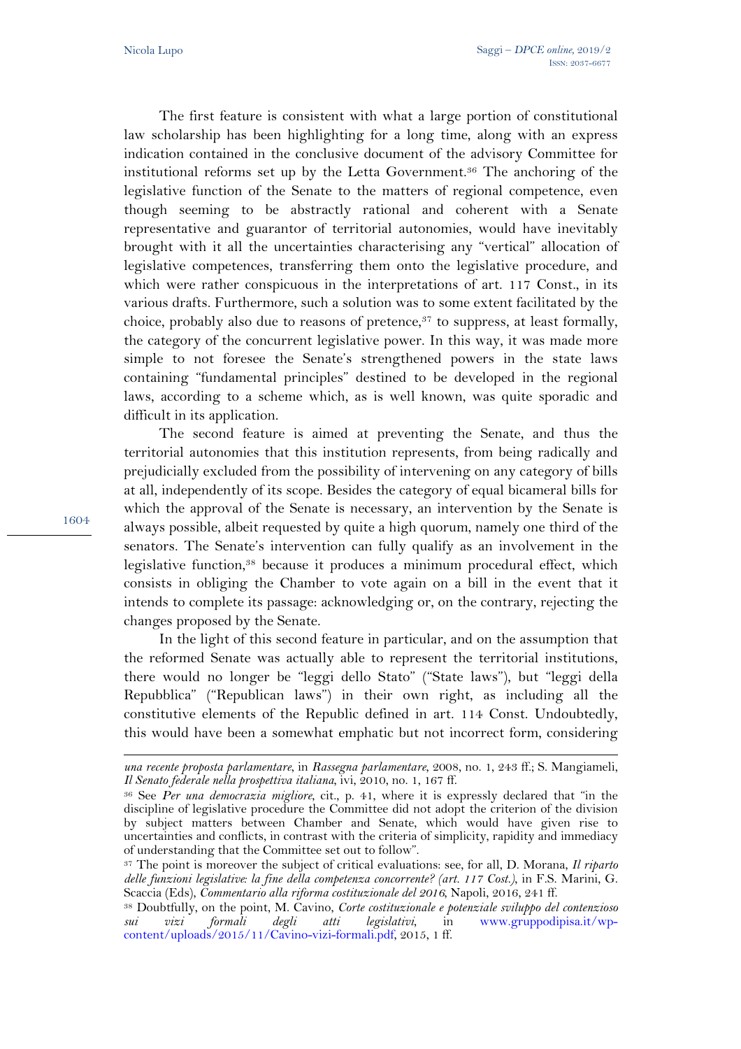The first feature is consistent with what a large portion of constitutional law scholarship has been highlighting for a long time, along with an express indication contained in the conclusive document of the advisory Committee for institutional reforms set up by the Letta Government.[36] The anchoring of the legislative function of the Senate to the matters of regional competence, even though seeming to be abstractly rational and coherent with a Senate representative and guarantor of territorial autonomies, would have inevitably brought with it all the uncertainties characterising any "vertical" allocation of legislative competences, transferring them onto the legislative procedure, and which were rather conspicuous in the interpretations of art. 117 Const., in its various drafts. Furthermore, such a solution was to some extent facilitated by the choice, probably also due to reasons of pretence,[37] to suppress, at least formally, the category of the concurrent legislative power. In this way, it was made more simple to not foresee the Senate's strengthened powers in the state laws containing "fundamental principles" destined to be developed in the regional laws, according to a scheme which, as is well known, was quite sporadic and difficult in its application.

The second feature is aimed at preventing the Senate, and thus the territorial autonomies that this institution represents, from being radically and prejudicially excluded from the possibility of intervening on any category of bills at all, independently of its scope. Besides the category of equal bicameral bills for which the approval of the Senate is necessary, an intervention by the Senate is always possible, albeit requested by quite a high quorum, namely one third of the senators. The Senate's intervention can fully qualify as an involvement in the legislative function,[38] because it produces a minimum procedural effect, which consists in obliging the Chamber to vote again on a bill in the event that it intends to complete its passage: acknowledging or, on the contrary, rejecting the changes proposed by the Senate.

In the light of this second feature in particular, and on the assumption that the reformed Senate was actually able to represent the territorial institutions, there would no longer be "leggi dello Stato" ("State laws"), but "leggi della Repubblica" ("Republican laws") in their own right, as including all the constitutive elements of the Republic defined in art. 114 Const. Undoubtedly, this would have been a somewhat emphatic but not incorrect form, considering

---

*una recente proposta parlamentare*, in *Rassegna parlamentare*, 2008, no. 1, 243 ff.; S. Mangiameli, *Il Senato federale nella prospettiva italiana*, ivi, 2010, no. 1, 167 ff.

[36] See *Per una democrazia migliore*, cit., p. 41, where it is expressly declared that "in the discipline of legislative procedure the Committee did not adopt the criterion of the division by subject matters between Chamber and Senate, which would have given rise to uncertainties and conflicts, in contrast with the criteria of simplicity, rapidity and immediacy of understanding that the Committee set out to follow".

[37] The point is moreover the subject of critical evaluations: see, for all, D. Morana, *Il riparto delle funzioni legislative: la fine della competenza concorrente? (art. 117 Cost.)*, in F.S. Marini, G. Scaccia (Eds), *Commentario alla riforma costituzionale del 2016*, Napoli, 2016, 241 ff.

[38] Doubtfully, on the point, M. Cavino, *Corte costituzionale e potenziale sviluppo del contenzioso sui vizi formali degli atti legislativi*, in www.gruppodipisa.it/wp-content/uploads/2015/11/Cavino-vizi-formali.pdf, 2015, 1 ff.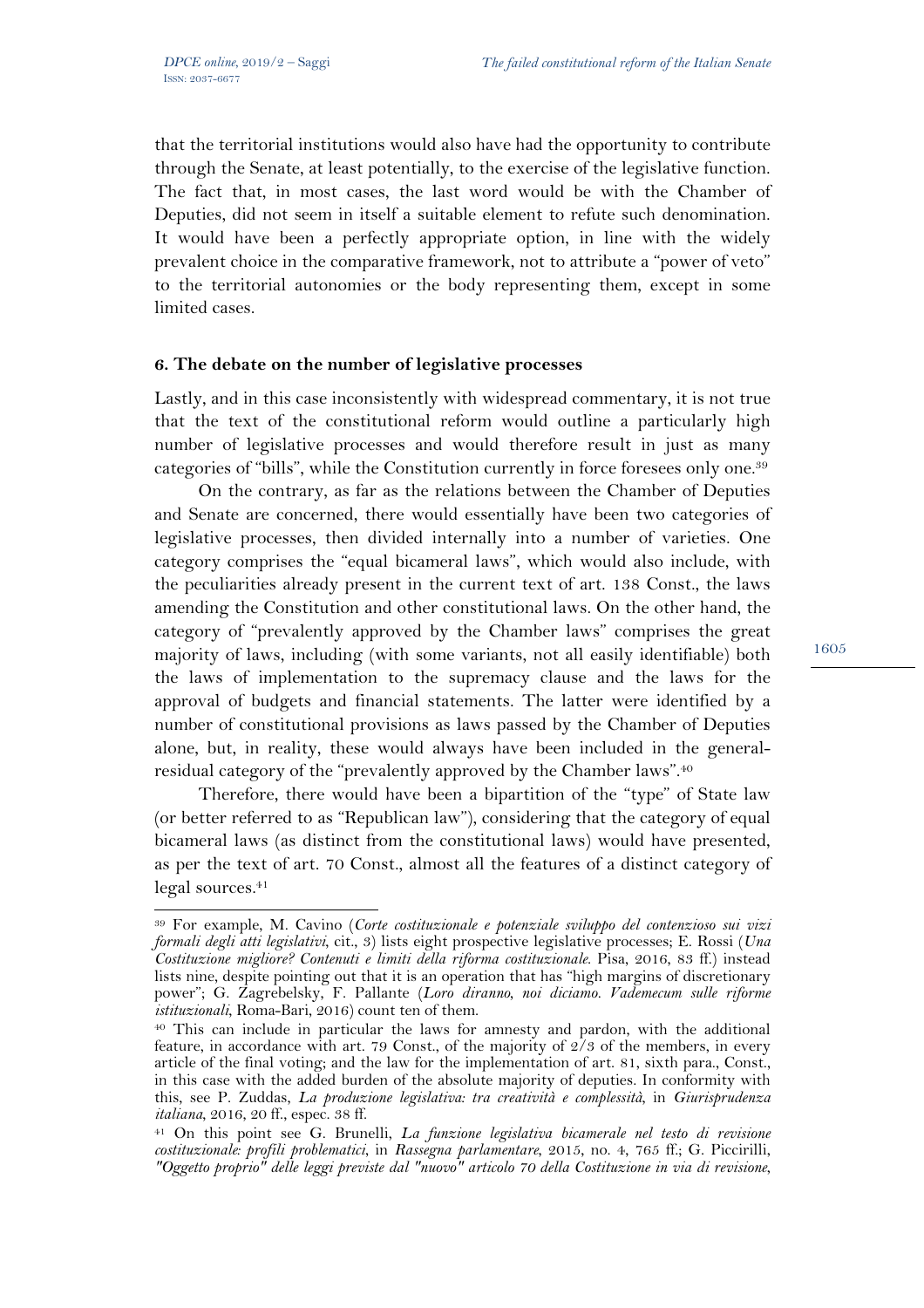that the territorial institutions would also have had the opportunity to contribute through the Senate, at least potentially, to the exercise of the legislative function. The fact that, in most cases, the last word would be with the Chamber of Deputies, did not seem in itself a suitable element to refute such denomination. It would have been a perfectly appropriate option, in line with the widely prevalent choice in the comparative framework, not to attribute a "power of veto" to the territorial autonomies or the body representing them, except in some limited cases.

## 6. The debate on the number of legislative processes

Lastly, and in this case inconsistently with widespread commentary, it is not true that the text of the constitutional reform would outline a particularly high number of legislative processes and would therefore result in just as many categories of "bills", while the Constitution currently in force foresees only one.[39]

On the contrary, as far as the relations between the Chamber of Deputies and Senate are concerned, there would essentially have been two categories of legislative processes, then divided internally into a number of varieties. One category comprises the "equal bicameral laws", which would also include, with the peculiarities already present in the current text of art. 138 Const., the laws amending the Constitution and other constitutional laws. On the other hand, the category of "prevalently approved by the Chamber laws" comprises the great majority of laws, including (with some variants, not all easily identifiable) both the laws of implementation to the supremacy clause and the laws for the approval of budgets and financial statements. The latter were identified by a number of constitutional provisions as laws passed by the Chamber of Deputies alone, but, in reality, these would always have been included in the general-residual category of the "prevalently approved by the Chamber laws".[40]

Therefore, there would have been a bipartition of the "type" of State law (or better referred to as "Republican law"), considering that the category of equal bicameral laws (as distinct from the constitutional laws) would have presented, as per the text of art. 70 Const., almost all the features of a distinct category of legal sources.[41]

---

[39] For example, M. Cavino (*Corte costituzionale e potenziale sviluppo del contenzioso sui vizi formali degli atti legislativi*, cit., 3) lists eight prospective legislative processes; E. Rossi (*Una Costituzione migliore? Contenuti e limiti della riforma costituzionale*. Pisa, 2016, 83 ff.) instead lists nine, despite pointing out that it is an operation that has "high margins of discretionary power"; G. Zagrebelsky, F. Pallante (*Loro diranno, noi diciamo. Vademecum sulle riforme istituzionali*, Roma-Bari, 2016) count ten of them.

[40] This can include in particular the laws for amnesty and pardon, with the additional feature, in accordance with art. 79 Const., of the majority of 2/3 of the members, in every article of the final voting; and the law for the implementation of art. 81, sixth para., Const., in this case with the added burden of the absolute majority of deputies. In conformity with this, see P. Zuddas, *La produzione legislativa: tra creatività e complessità*, in *Giurisprudenza italiana*, 2016, 20 ff., espec. 38 ff.

[41] On this point see G. Brunelli, *La funzione legislativa bicamerale nel testo di revisione costituzionale: profili problematici*, in *Rassegna parlamentare*, 2015, no. 4, 765 ff.; G. Piccirilli, *"Oggetto proprio" delle leggi previste dal "nuovo" articolo 70 della Costituzione in via di revisione*,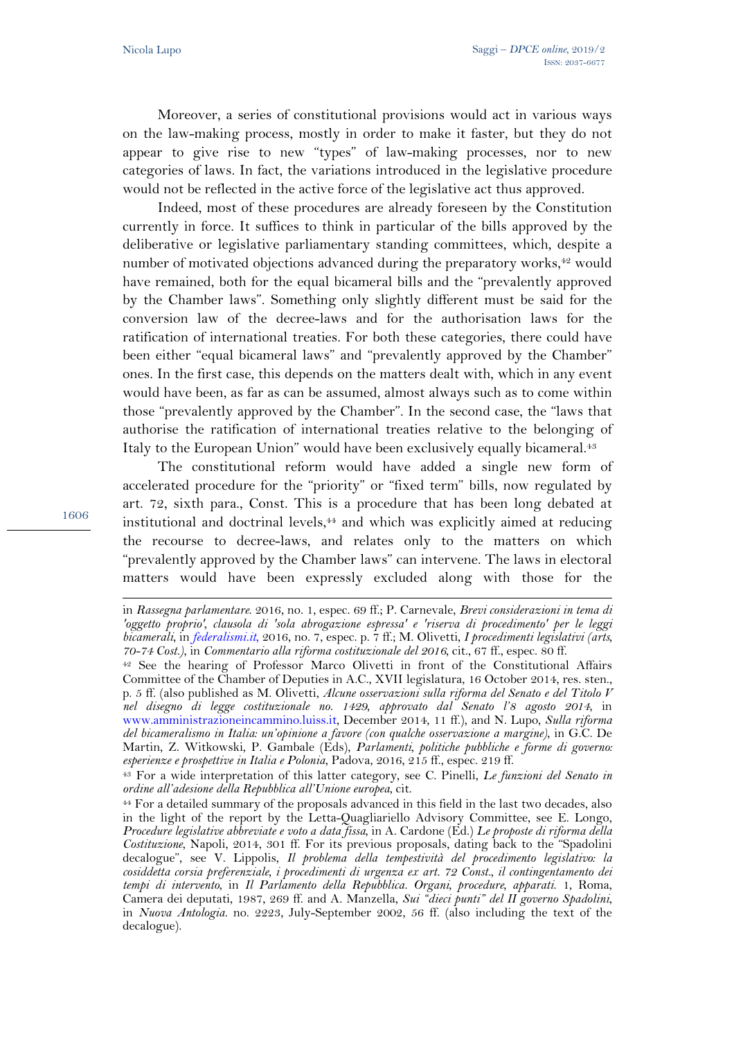Moreover, a series of constitutional provisions would act in various ways on the law-making process, mostly in order to make it faster, but they do not appear to give rise to new "types" of law-making processes, nor to new categories of laws. In fact, the variations introduced in the legislative procedure would not be reflected in the active force of the legislative act thus approved.

Indeed, most of these procedures are already foreseen by the Constitution currently in force. It suffices to think in particular of the bills approved by the deliberative or legislative parliamentary standing committees, which, despite a number of motivated objections advanced during the preparatory works,[42] would have remained, both for the equal bicameral bills and the "prevalently approved by the Chamber laws". Something only slightly different must be said for the conversion law of the decree-laws and for the authorisation laws for the ratification of international treaties. For both these categories, there could have been either "equal bicameral laws" and "prevalently approved by the Chamber" ones. In the first case, this depends on the matters dealt with, which in any event would have been, as far as can be assumed, almost always such as to come within those "prevalently approved by the Chamber". In the second case, the "laws that authorise the ratification of international treaties relative to the belonging of Italy to the European Union" would have been exclusively equally bicameral.[43]

The constitutional reform would have added a single new form of accelerated procedure for the "priority" or "fixed term" bills, now regulated by art. 72, sixth para., Const. This is a procedure that has been long debated at institutional and doctrinal levels,[44] and which was explicitly aimed at reducing the recourse to decree-laws, and relates only to the matters on which "prevalently approved by the Chamber laws" can intervene. The laws in electoral matters would have been expressly excluded along with those for the

---

in *Rassegna parlamentare*. 2016, no. 1, espec. 69 ff.; P. Carnevale, *Brevi considerazioni in tema di 'oggetto proprio', clausola di 'sola abrogazione espressa' e 'riserva di procedimento' per le leggi bicamerali*, in *federalismi.it*, 2016, no. 7, espec. p. 7 ff.; M. Olivetti, *I procedimenti legislativi (arts. 70-74 Cost.)*, in *Commentario alla riforma costituzionale del 2016*, cit., 67 ff., espec. 80 ff.

[42] See the hearing of Professor Marco Olivetti in front of the Constitutional Affairs Committee of the Chamber of Deputies in A.C., XVII legislatura, 16 October 2014, res. sten., p. 5 ff. (also published as M. Olivetti, *Alcune osservazioni sulla riforma del Senato e del Titolo V nel disegno di legge costituzionale no. 1429, approvato dal Senato l'8 agosto 2014*, in www.amministrazioneincammino.luiss.it, December 2014, 11 ff.), and N. Lupo, *Sulla riforma del bicameralismo in Italia: un'opinione a favore (con qualche osservazione a margine)*, in G.C. De Martin, Z. Witkowski, P. Gambale (Eds), *Parlamenti, politiche pubbliche e forme di governo: esperienze e prospettive in Italia e Polonia*, Padova, 2016, 215 ff., espec. 219 ff.

[43] For a wide interpretation of this latter category, see C. Pinelli, *Le funzioni del Senato in ordine all'adesione della Repubblica all'Unione europea*, cit.

[44] For a detailed summary of the proposals advanced in this field in the last two decades, also in the light of the report by the Letta-Quagliariello Advisory Committee, see E. Longo, *Procedure legislative abbreviate e voto a data fissa*, in A. Cardone (Ed.) *Le proposte di riforma della Costituzione*, Napoli, 2014, 301 ff. For its previous proposals, dating back to the "Spadolini decalogue", see V. Lippolis, *Il problema della tempestività del procedimento legislativo: la cosiddetta corsia preferenziale, i procedimenti di urgenza ex art. 72 Const., il contingentamento dei tempi di intervento*, in *Il Parlamento della Repubblica. Organi, procedure, apparati.* 1, Roma, Camera dei deputati, 1987, 269 ff. and A. Manzella, *Sui "dieci punti" del II governo Spadolini*, in *Nuova Antologia*. no. 2223, July-September 2002, 56 ff. (also including the text of the decalogue).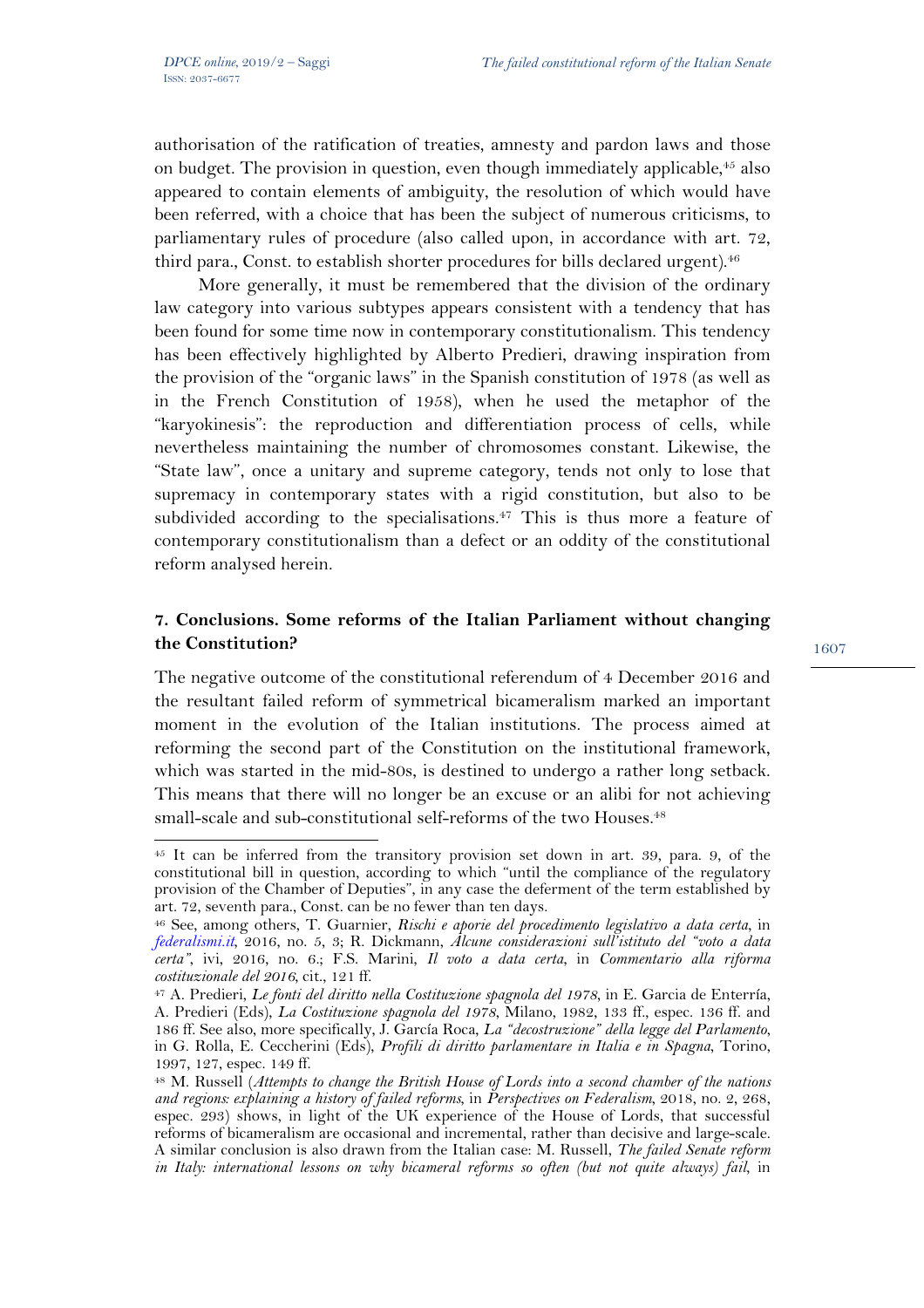authorisation of the ratification of treaties, amnesty and pardon laws and those on budget. The provision in question, even though immediately applicable,[45] also appeared to contain elements of ambiguity, the resolution of which would have been referred, with a choice that has been the subject of numerous criticisms, to parliamentary rules of procedure (also called upon, in accordance with art. 72, third para., Const. to establish shorter procedures for bills declared urgent).[46]

More generally, it must be remembered that the division of the ordinary law category into various subtypes appears consistent with a tendency that has been found for some time now in contemporary constitutionalism. This tendency has been effectively highlighted by Alberto Predieri, drawing inspiration from the provision of the "organic laws" in the Spanish constitution of 1978 (as well as in the French Constitution of 1958), when he used the metaphor of the "karyokinesis": the reproduction and differentiation process of cells, while nevertheless maintaining the number of chromosomes constant. Likewise, the "State law", once a unitary and supreme category, tends not only to lose that supremacy in contemporary states with a rigid constitution, but also to be subdivided according to the specialisations.[47] This is thus more a feature of contemporary constitutionalism than a defect or an oddity of the constitutional reform analysed herein.

## 7. Conclusions. Some reforms of the Italian Parliament without changing the Constitution?

The negative outcome of the constitutional referendum of 4 December 2016 and the resultant failed reform of symmetrical bicameralism marked an important moment in the evolution of the Italian institutions. The process aimed at reforming the second part of the Constitution on the institutional framework, which was started in the mid-80s, is destined to undergo a rather long setback. This means that there will no longer be an excuse or an alibi for not achieving small-scale and sub-constitutional self-reforms of the two Houses.[48]

---

[45] It can be inferred from the transitory provision set down in art. 39, para. 9, of the constitutional bill in question, according to which "until the compliance of the regulatory provision of the Chamber of Deputies", in any case the deferment of the term established by art. 72, seventh para., Const. can be no fewer than ten days.

[46] See, among others, T. Guarnier, *Rischi e aporie del procedimento legislativo a data certa*, in *federalismi.it*, 2016, no. 5, 3; R. Dickmann, *Alcune considerazioni sull'istituto del "voto a data certa"*, ivi, 2016, no. 6.; F.S. Marini, *Il voto a data certa*, in *Commentario alla riforma costituzionale del 2016*, cit., 121 ff.

[47] A. Predieri, *Le fonti del diritto nella Costituzione spagnola del 1978*, in E. Garcia de Enterría, A. Predieri (Eds), *La Costituzione spagnola del 1978*, Milano, 1982, 133 ff., espec. 136 ff. and 186 ff. See also, more specifically, J. García Roca, *La "decostruzione" della legge del Parlamento*, in G. Rolla, E. Ceccherini (Eds), *Profili di diritto parlamentare in Italia e in Spagna*, Torino, 1997, 127, espec. 149 ff.

[48] M. Russell (*Attempts to change the British House of Lords into a second chamber of the nations and regions: explaining a history of failed reforms*, in *Perspectives on Federalism*, 2018, no. 2, 268, espec. 293) shows, in light of the UK experience of the House of Lords, that successful reforms of bicameralism are occasional and incremental, rather than decisive and large-scale. A similar conclusion is also drawn from the Italian case: M. Russell, *The failed Senate reform in Italy: international lessons on why bicameral reforms so often (but not quite always) fail*, in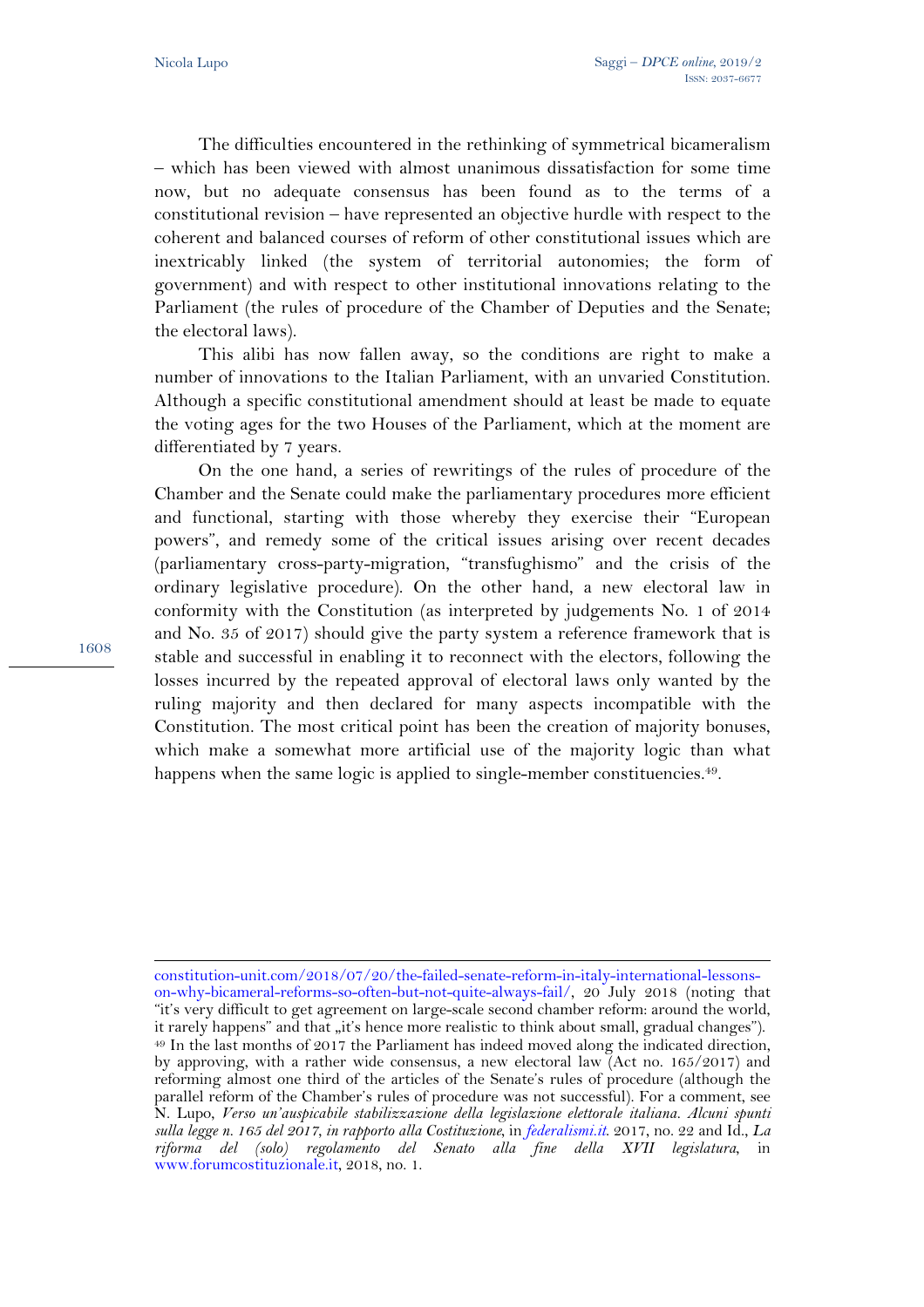The difficulties encountered in the rethinking of symmetrical bicameralism – which has been viewed with almost unanimous dissatisfaction for some time now, but no adequate consensus has been found as to the terms of a constitutional revision – have represented an objective hurdle with respect to the coherent and balanced courses of reform of other constitutional issues which are inextricably linked (the system of territorial autonomies; the form of government) and with respect to other institutional innovations relating to the Parliament (the rules of procedure of the Chamber of Deputies and the Senate; the electoral laws).

This alibi has now fallen away, so the conditions are right to make a number of innovations to the Italian Parliament, with an unvaried Constitution. Although a specific constitutional amendment should at least be made to equate the voting ages for the two Houses of the Parliament, which at the moment are differentiated by 7 years.

On the one hand, a series of rewritings of the rules of procedure of the Chamber and the Senate could make the parliamentary procedures more efficient and functional, starting with those whereby they exercise their "European powers", and remedy some of the critical issues arising over recent decades (parliamentary cross-party-migration, "transfughismo" and the crisis of the ordinary legislative procedure). On the other hand, a new electoral law in conformity with the Constitution (as interpreted by judgements No. 1 of 2014 and No. 35 of 2017) should give the party system a reference framework that is stable and successful in enabling it to reconnect with the electors, following the losses incurred by the repeated approval of electoral laws only wanted by the ruling majority and then declared for many aspects incompatible with the Constitution. The most critical point has been the creation of majority bonuses, which make a somewhat more artificial use of the majority logic than what happens when the same logic is applied to single-member constituencies.[49].

---

constitution-unit.com/2018/07/20/the-failed-senate-reform-in-italy-international-lessons-on-why-bicameral-reforms-so-often-but-not-quite-always-fail/, 20 July 2018 (noting that "it's very difficult to get agreement on large-scale second chamber reform: around the world, it rarely happens" and that „it's hence more realistic to think about small, gradual changes").

[49] In the last months of 2017 the Parliament has indeed moved along the indicated direction, by approving, with a rather wide consensus, a new electoral law (Act no. 165/2017) and reforming almost one third of the articles of the Senate's rules of procedure (although the parallel reform of the Chamber's rules of procedure was not successful). For a comment, see N. Lupo, *Verso un'auspicabile stabilizzazione della legislazione elettorale italiana. Alcuni spunti sulla legge n. 165 del 2017, in rapporto alla Costituzione*, in *federalismi.it*. 2017, no. 22 and Id., *La riforma del (solo) regolamento del Senato alla fine della XVII legislatura*, in www.forumcostituzionale.it, 2018, no. 1.